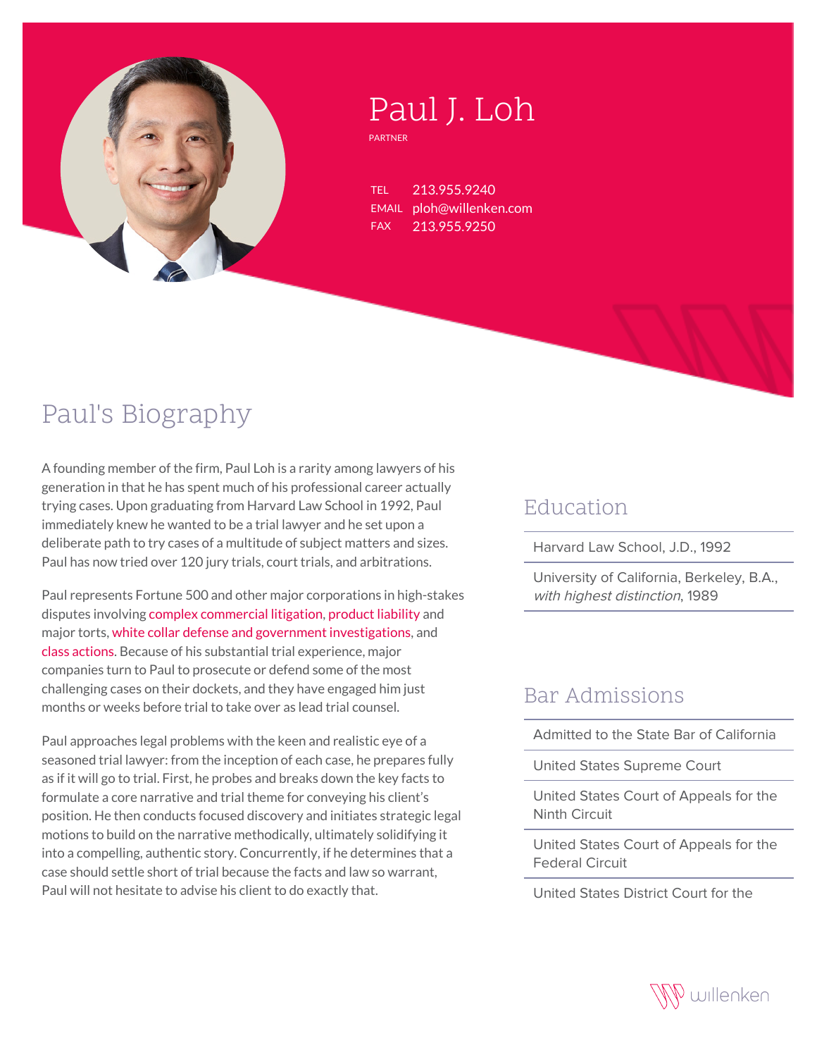# Paul J. Loh

PARTNER

TEL 213.955.9240
EMAIL ploh@willenken.com
FAX 213.955.9250

## Paul's Biography

A founding member of the firm, Paul Loh is a rarity among lawyers of his generation in that he has spent much of his professional career actually trying cases. Upon graduating from Harvard Law School in 1992, Paul immediately knew he wanted to be a trial lawyer and he set upon a deliberate path to try cases of a multitude of subject matters and sizes. Paul has now tried over 120 jury trials, court trials, and arbitrations.

Paul represents Fortune 500 and other major corporations in high-stakes disputes involving complex commercial litigation, product liability and major torts, white collar defense and government investigations, and class actions. Because of his substantial trial experience, major companies turn to Paul to prosecute or defend some of the most challenging cases on their dockets, and they have engaged him just months or weeks before trial to take over as lead trial counsel.

Paul approaches legal problems with the keen and realistic eye of a seasoned trial lawyer: from the inception of each case, he prepares fully as if it will go to trial. First, he probes and breaks down the key facts to formulate a core narrative and trial theme for conveying his client's position. He then conducts focused discovery and initiates strategic legal motions to build on the narrative methodically, ultimately solidifying it into a compelling, authentic story. Concurrently, if he determines that a case should settle short of trial because the facts and law so warrant, Paul will not hesitate to advise his client to do exactly that.

## Education

- Harvard Law School, J.D., 1992
- University of California, Berkeley, B.A., *with highest distinction*, 1989

## Bar Admissions

- Admitted to the State Bar of California
- United States Supreme Court
- United States Court of Appeals for the Ninth Circuit
- United States Court of Appeals for the Federal Circuit
- United States District Court for the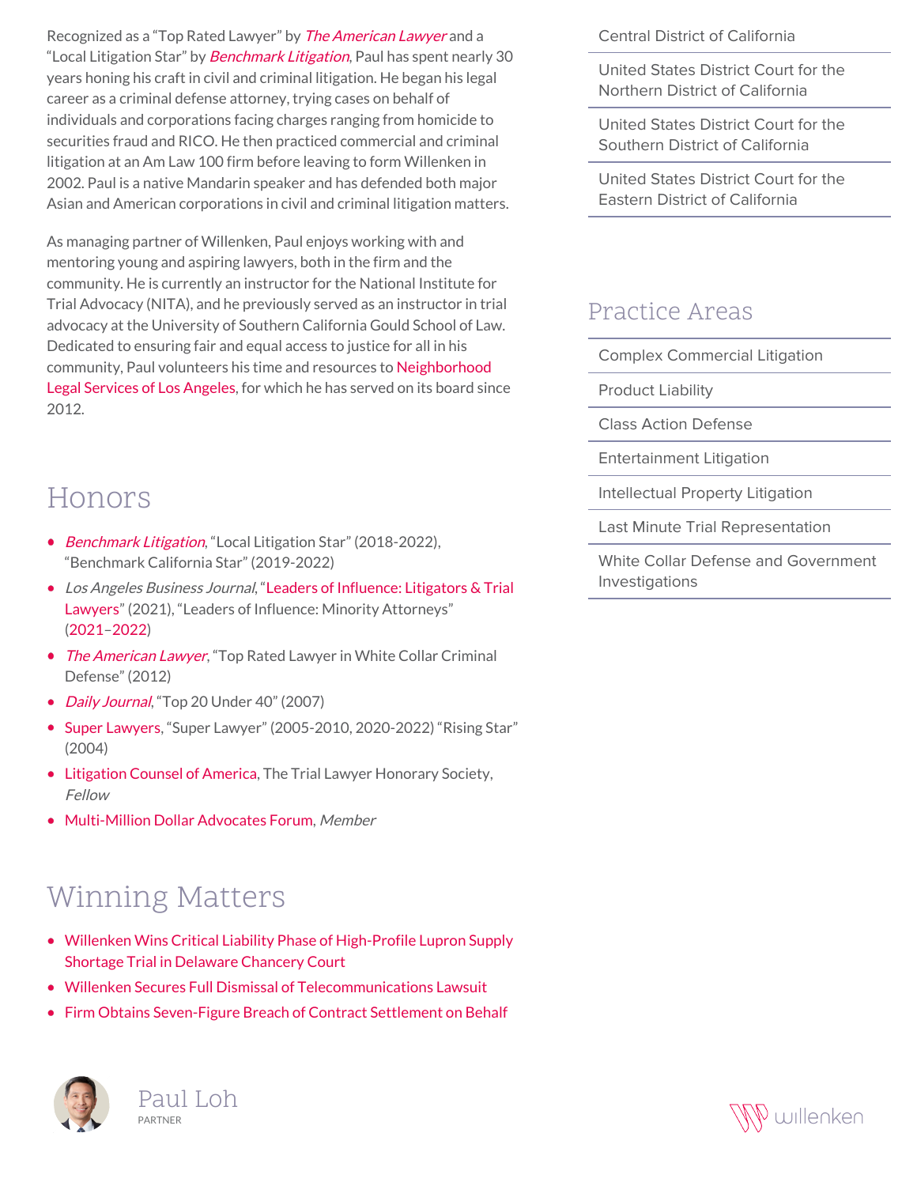Recognized as a "Top Rated Lawyer" by *The American Lawyer* and a "Local Litigation Star" by *Benchmark Litigation*, Paul has spent nearly 30 years honing his craft in civil and criminal litigation. He began his legal career as a criminal defense attorney, trying cases on behalf of individuals and corporations facing charges ranging from homicide to securities fraud and RICO. He then practiced commercial and criminal litigation at an Am Law 100 firm before leaving to form Willenken in 2002. Paul is a native Mandarin speaker and has defended both major Asian and American corporations in civil and criminal litigation matters.

As managing partner of Willenken, Paul enjoys working with and mentoring young and aspiring lawyers, both in the firm and the community. He is currently an instructor for the National Institute for Trial Advocacy (NITA), and he previously served as an instructor in trial advocacy at the University of Southern California Gould School of Law. Dedicated to ensuring fair and equal access to justice for all in his community, Paul volunteers his time and resources to Neighborhood Legal Services of Los Angeles, for which he has served on its board since 2012.

## Honors

- *Benchmark Litigation*, "Local Litigation Star" (2018-2022), "Benchmark California Star" (2019-2022)
- *Los Angeles Business Journal*, "Leaders of Influence: Litigators & Trial Lawyers" (2021), "Leaders of Influence: Minority Attorneys" (2021–2022)
- *The American Lawyer*, "Top Rated Lawyer in White Collar Criminal Defense" (2012)
- *Daily Journal*, "Top 20 Under 40" (2007)
- Super Lawyers, "Super Lawyer" (2005-2010, 2020-2022) "Rising Star" (2004)
- Litigation Counsel of America, The Trial Lawyer Honorary Society, *Fellow*
- Multi-Million Dollar Advocates Forum, *Member*

## Winning Matters

- Willenken Wins Critical Liability Phase of High-Profile Lupron Supply Shortage Trial in Delaware Chancery Court
- Willenken Secures Full Dismissal of Telecommunications Lawsuit
- Firm Obtains Seven-Figure Breach of Contract Settlement on Behalf

Central District of California

United States District Court for the Northern District of California

United States District Court for the Southern District of California

United States District Court for the Eastern District of California

## Practice Areas

- Complex Commercial Litigation
- Product Liability
- Class Action Defense
- Entertainment Litigation
- Intellectual Property Litigation
- Last Minute Trial Representation
- White Collar Defense and Government Investigations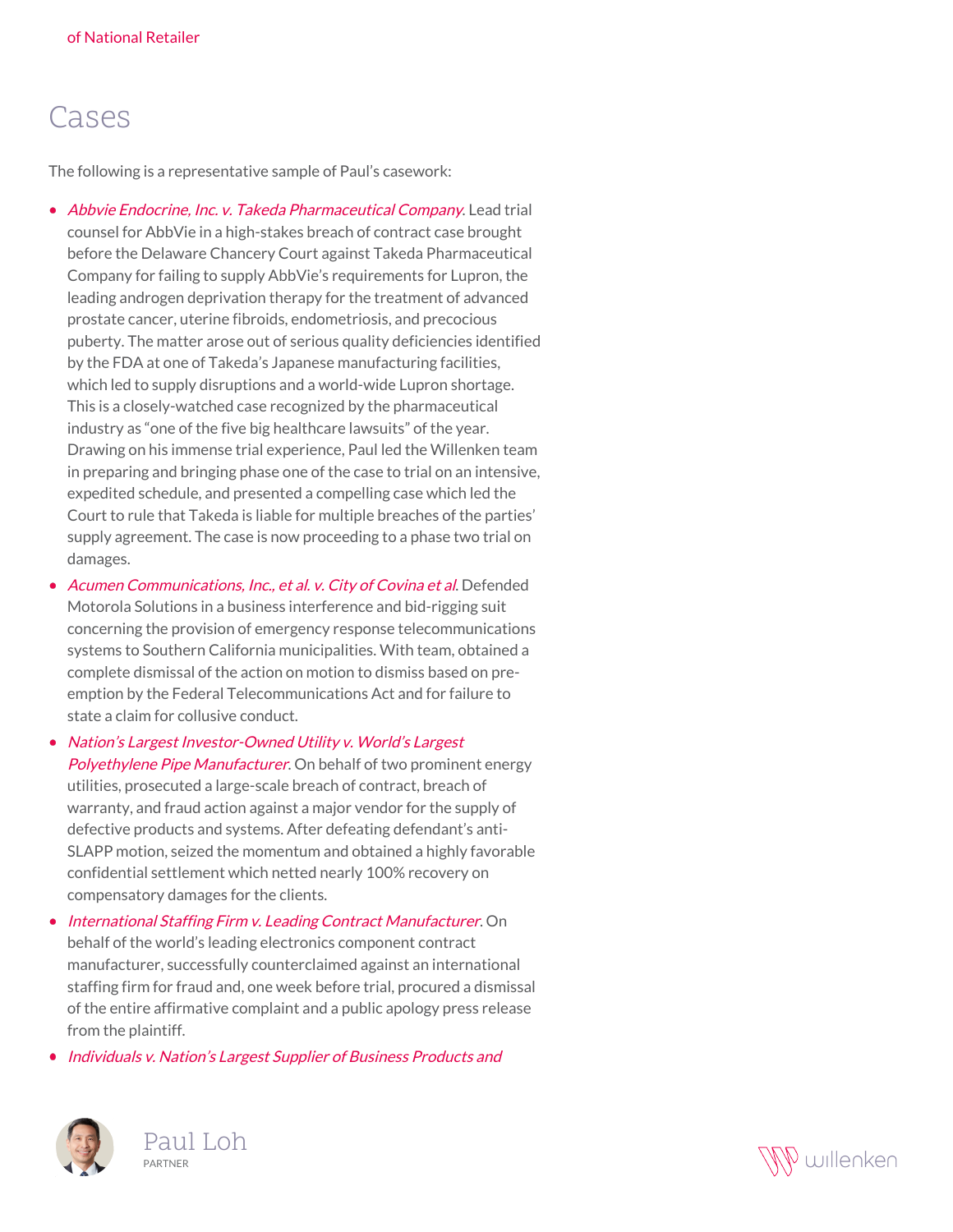*of National Retailer*

## Cases

The following is a representative sample of Paul's casework:

- *Abbvie Endocrine, Inc. v. Takeda Pharmaceutical Company.* Lead trial counsel for AbbVie in a high-stakes breach of contract case brought before the Delaware Chancery Court against Takeda Pharmaceutical Company for failing to supply AbbVie's requirements for Lupron, the leading androgen deprivation therapy for the treatment of advanced prostate cancer, uterine fibroids, endometriosis, and precocious puberty. The matter arose out of serious quality deficiencies identified by the FDA at one of Takeda's Japanese manufacturing facilities, which led to supply disruptions and a world-wide Lupron shortage. This is a closely-watched case recognized by the pharmaceutical industry as "one of the five big healthcare lawsuits" of the year. Drawing on his immense trial experience, Paul led the Willenken team in preparing and bringing phase one of the case to trial on an intensive, expedited schedule, and presented a compelling case which led the Court to rule that Takeda is liable for multiple breaches of the parties' supply agreement. The case is now proceeding to a phase two trial on damages.
- *Acumen Communications, Inc., et al. v. City of Covina et al.* Defended Motorola Solutions in a business interference and bid-rigging suit concerning the provision of emergency response telecommunications systems to Southern California municipalities. With team, obtained a complete dismissal of the action on motion to dismiss based on pre-emption by the Federal Telecommunications Act and for failure to state a claim for collusive conduct.
- *Nation's Largest Investor-Owned Utility v. World's Largest Polyethylene Pipe Manufacturer.* On behalf of two prominent energy utilities, prosecuted a large-scale breach of contract, breach of warranty, and fraud action against a major vendor for the supply of defective products and systems. After defeating defendant's anti-SLAPP motion, seized the momentum and obtained a highly favorable confidential settlement which netted nearly 100% recovery on compensatory damages for the clients.
- *International Staffing Firm v. Leading Contract Manufacturer.* On behalf of the world's leading electronics component contract manufacturer, successfully counterclaimed against an international staffing firm for fraud and, one week before trial, procured a dismissal of the entire affirmative complaint and a public apology press release from the plaintiff.
- *Individuals v. Nation's Largest Supplier of Business Products and*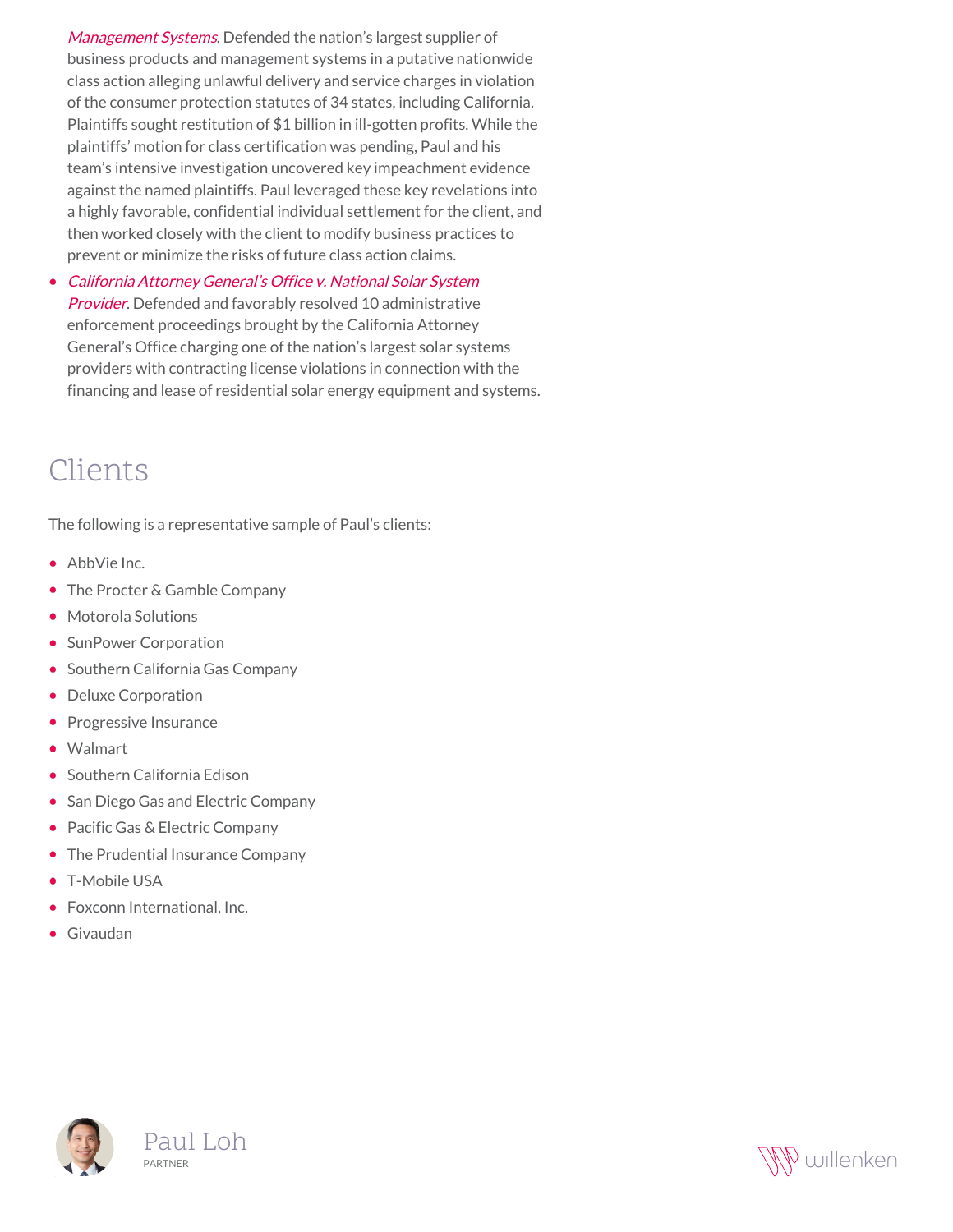*Management Systems*. Defended the nation's largest supplier of business products and management systems in a putative nationwide class action alleging unlawful delivery and service charges in violation of the consumer protection statutes of 34 states, including California. Plaintiffs sought restitution of $1 billion in ill-gotten profits. While the plaintiffs' motion for class certification was pending, Paul and his team's intensive investigation uncovered key impeachment evidence against the named plaintiffs. Paul leveraged these key revelations into a highly favorable, confidential individual settlement for the client, and then worked closely with the client to modify business practices to prevent or minimize the risks of future class action claims.

- *California Attorney General's Office v. National Solar System Provider*. Defended and favorably resolved 10 administrative enforcement proceedings brought by the California Attorney General's Office charging one of the nation's largest solar systems providers with contracting license violations in connection with the financing and lease of residential solar energy equipment and systems.

## Clients

The following is a representative sample of Paul's clients:

- AbbVie Inc.
- The Procter & Gamble Company
- Motorola Solutions
- SunPower Corporation
- Southern California Gas Company
- Deluxe Corporation
- Progressive Insurance
- Walmart
- Southern California Edison
- San Diego Gas and Electric Company
- Pacific Gas & Electric Company
- The Prudential Insurance Company
- T-Mobile USA
- Foxconn International, Inc.
- Givaudan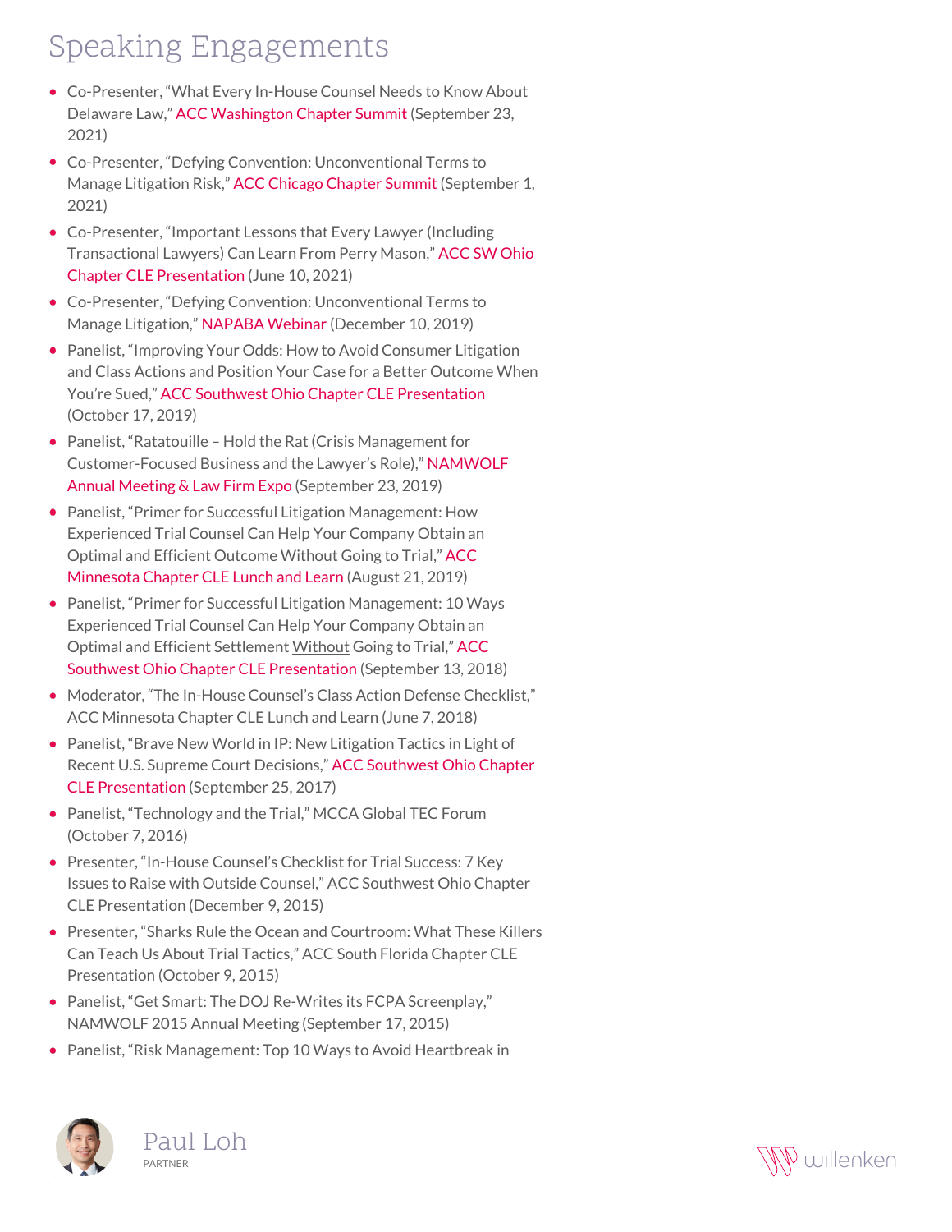# Speaking Engagements

- Co-Presenter, "What Every In-House Counsel Needs to Know About Delaware Law," ACC Washington Chapter Summit (September 23, 2021)
- Co-Presenter, "Defying Convention: Unconventional Terms to Manage Litigation Risk," ACC Chicago Chapter Summit (September 1, 2021)
- Co-Presenter, "Important Lessons that Every Lawyer (Including Transactional Lawyers) Can Learn From Perry Mason," ACC SW Ohio Chapter CLE Presentation (June 10, 2021)
- Co-Presenter, "Defying Convention: Unconventional Terms to Manage Litigation," NAPABA Webinar (December 10, 2019)
- Panelist, "Improving Your Odds: How to Avoid Consumer Litigation and Class Actions and Position Your Case for a Better Outcome When You're Sued," ACC Southwest Ohio Chapter CLE Presentation (October 17, 2019)
- Panelist, "Ratatouille – Hold the Rat (Crisis Management for Customer-Focused Business and the Lawyer's Role)," NAMWOLF Annual Meeting & Law Firm Expo (September 23, 2019)
- Panelist, "Primer for Successful Litigation Management: How Experienced Trial Counsel Can Help Your Company Obtain an Optimal and Efficient Outcome Without Going to Trial," ACC Minnesota Chapter CLE Lunch and Learn (August 21, 2019)
- Panelist, "Primer for Successful Litigation Management: 10 Ways Experienced Trial Counsel Can Help Your Company Obtain an Optimal and Efficient Settlement Without Going to Trial," ACC Southwest Ohio Chapter CLE Presentation (September 13, 2018)
- Moderator, "The In-House Counsel's Class Action Defense Checklist," ACC Minnesota Chapter CLE Lunch and Learn (June 7, 2018)
- Panelist, "Brave New World in IP: New Litigation Tactics in Light of Recent U.S. Supreme Court Decisions," ACC Southwest Ohio Chapter CLE Presentation (September 25, 2017)
- Panelist, "Technology and the Trial," MCCA Global TEC Forum (October 7, 2016)
- Presenter, "In-House Counsel's Checklist for Trial Success: 7 Key Issues to Raise with Outside Counsel," ACC Southwest Ohio Chapter CLE Presentation (December 9, 2015)
- Presenter, "Sharks Rule the Ocean and Courtroom: What These Killers Can Teach Us About Trial Tactics," ACC South Florida Chapter CLE Presentation (October 9, 2015)
- Panelist, "Get Smart: The DOJ Re-Writes its FCPA Screenplay," NAMWOLF 2015 Annual Meeting (September 17, 2015)
- Panelist, "Risk Management: Top 10 Ways to Avoid Heartbreak in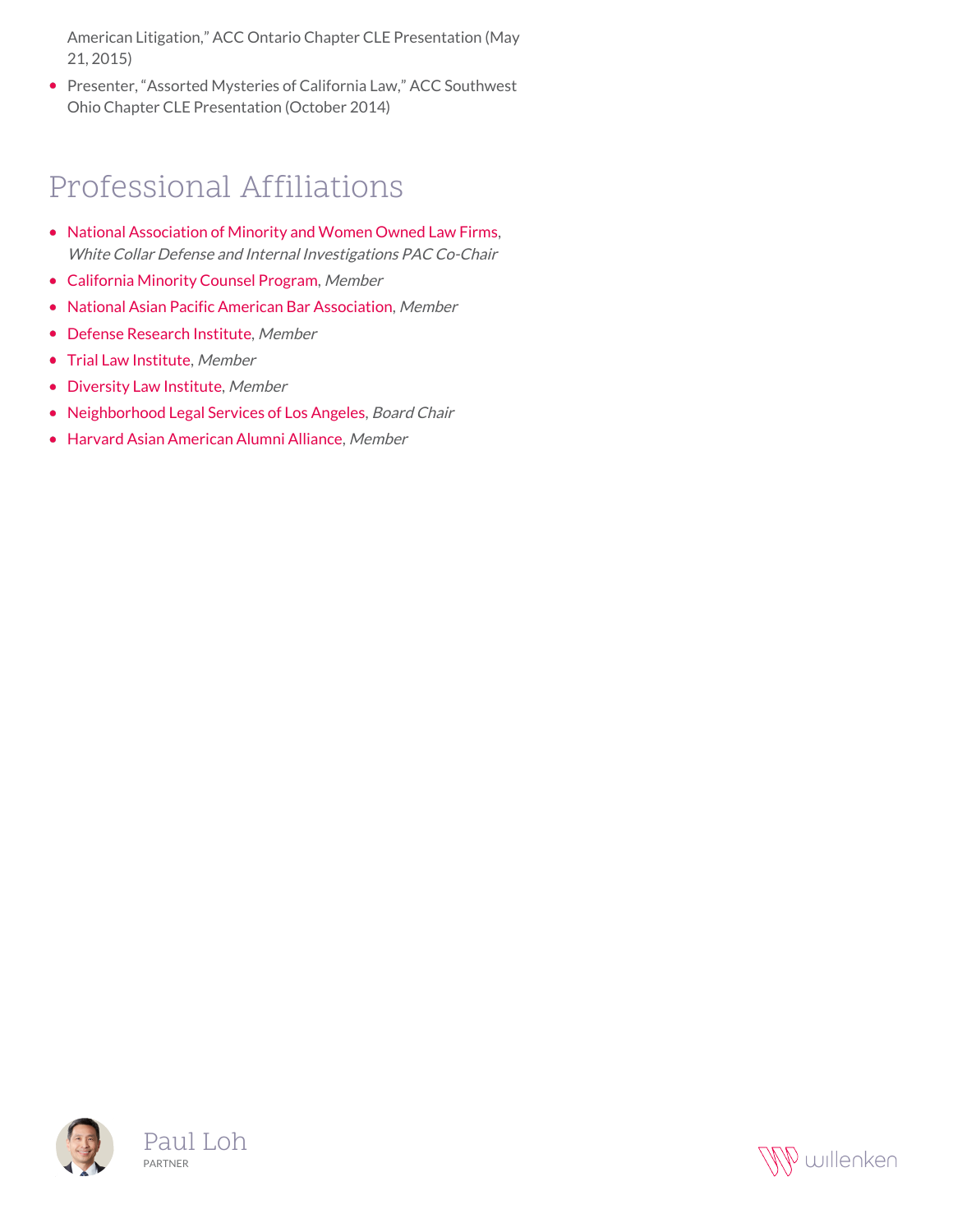American Litigation," ACC Ontario Chapter CLE Presentation (May 21, 2015)

- Presenter, "Assorted Mysteries of California Law," ACC Southwest Ohio Chapter CLE Presentation (October 2014)

## Professional Affiliations

- National Association of Minority and Women Owned Law Firms, *White Collar Defense and Internal Investigations PAC Co-Chair*
- California Minority Counsel Program, *Member*
- National Asian Pacific American Bar Association, *Member*
- Defense Research Institute, *Member*
- Trial Law Institute, *Member*
- Diversity Law Institute, *Member*
- Neighborhood Legal Services of Los Angeles, *Board Chair*
- Harvard Asian American Alumni Alliance, *Member*